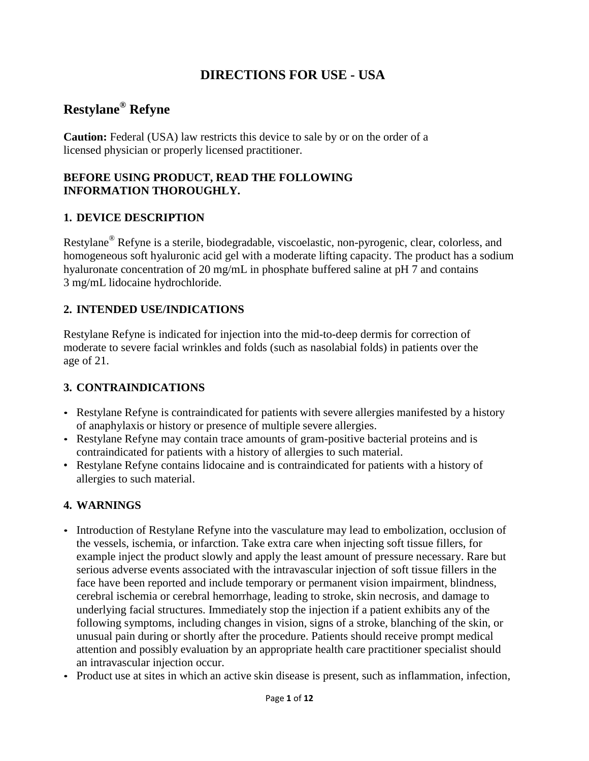# DIRECTIONS FOR USE - USA

## Restylane® Refyne

**Caution:** Federal (USA) law restricts this device to sale by or on the order of a licensed physician or properly licensed practitioner.

**BEFORE USING PRODUCT, READ THE FOLLOWING INFORMATION THOROUGHLY.**

### 1. DEVICE DESCRIPTION

Restylane® Refyne is a sterile, biodegradable, viscoelastic, non-pyrogenic, clear, colorless, and homogeneous soft hyaluronic acid gel with a moderate lifting capacity. The product has a sodium hyaluronate concentration of 20 mg/mL in phosphate buffered saline at pH 7 and contains 3 mg/mL lidocaine hydrochloride.

### 2. INTENDED USE/INDICATIONS

Restylane Refyne is indicated for injection into the mid-to-deep dermis for correction of moderate to severe facial wrinkles and folds (such as nasolabial folds) in patients over the age of 21.

### 3. CONTRAINDICATIONS

- Restylane Refyne is contraindicated for patients with severe allergies manifested by a history of anaphylaxis or history or presence of multiple severe allergies.
- Restylane Refyne may contain trace amounts of gram-positive bacterial proteins and is contraindicated for patients with a history of allergies to such material.
- Restylane Refyne contains lidocaine and is contraindicated for patients with a history of allergies to such material.

### 4. WARNINGS

- Introduction of Restylane Refyne into the vasculature may lead to embolization, occlusion of the vessels, ischemia, or infarction. Take extra care when injecting soft tissue fillers, for example inject the product slowly and apply the least amount of pressure necessary. Rare but serious adverse events associated with the intravascular injection of soft tissue fillers in the face have been reported and include temporary or permanent vision impairment, blindness, cerebral ischemia or cerebral hemorrhage, leading to stroke, skin necrosis, and damage to underlying facial structures. Immediately stop the injection if a patient exhibits any of the following symptoms, including changes in vision, signs of a stroke, blanching of the skin, or unusual pain during or shortly after the procedure. Patients should receive prompt medical attention and possibly evaluation by an appropriate health care practitioner specialist should an intravascular injection occur.
- Product use at sites in which an active skin disease is present, such as inflammation, infection,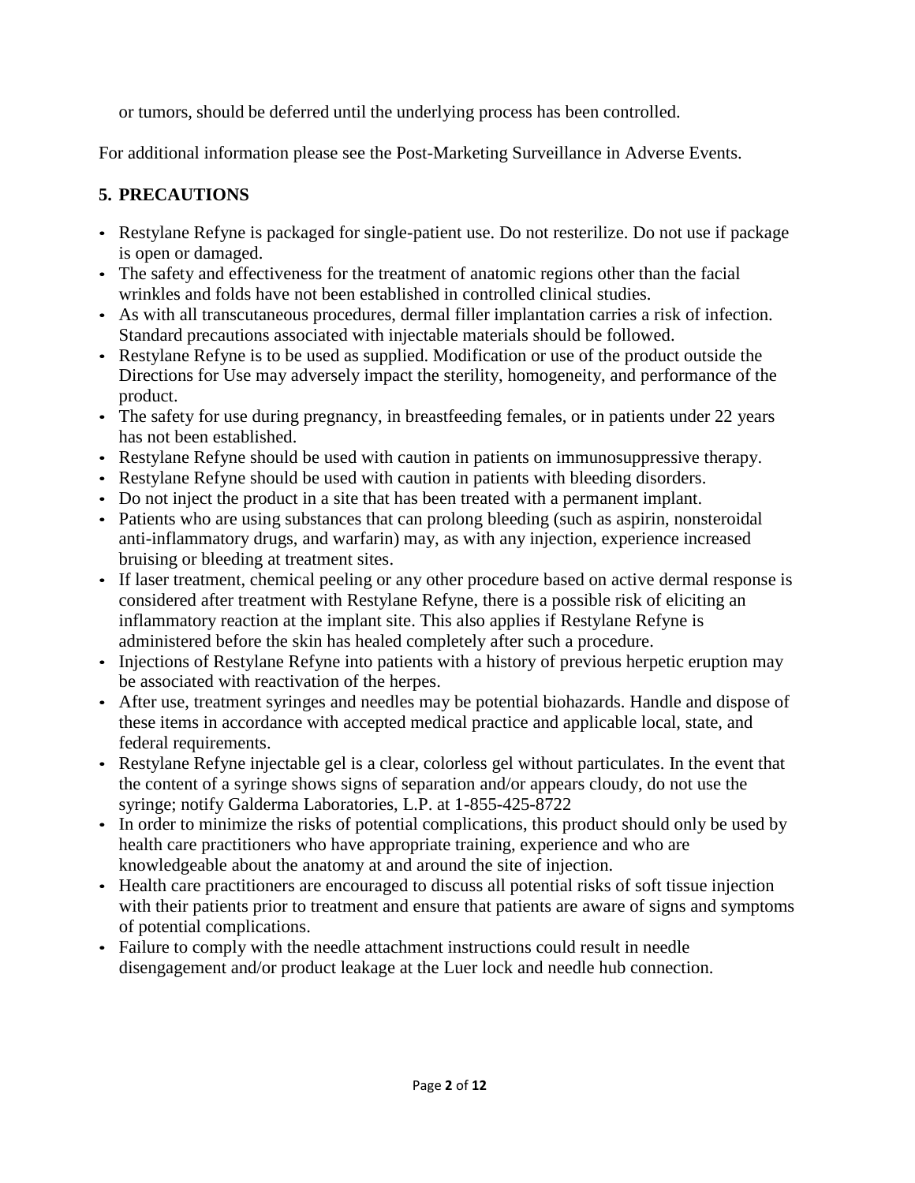or tumors, should be deferred until the underlying process has been controlled.

For additional information please see the Post-Marketing Surveillance in Adverse Events.

## 5. PRECAUTIONS

- Restylane Refyne is packaged for single-patient use. Do not resterilize. Do not use if package is open or damaged.
- The safety and effectiveness for the treatment of anatomic regions other than the facial wrinkles and folds have not been established in controlled clinical studies.
- As with all transcutaneous procedures, dermal filler implantation carries a risk of infection. Standard precautions associated with injectable materials should be followed.
- Restylane Refyne is to be used as supplied. Modification or use of the product outside the Directions for Use may adversely impact the sterility, homogeneity, and performance of the product.
- The safety for use during pregnancy, in breastfeeding females, or in patients under 22 years has not been established.
- Restylane Refyne should be used with caution in patients on immunosuppressive therapy.
- Restylane Refyne should be used with caution in patients with bleeding disorders.
- Do not inject the product in a site that has been treated with a permanent implant.
- Patients who are using substances that can prolong bleeding (such as aspirin, nonsteroidal anti-inflammatory drugs, and warfarin) may, as with any injection, experience increased bruising or bleeding at treatment sites.
- If laser treatment, chemical peeling or any other procedure based on active dermal response is considered after treatment with Restylane Refyne, there is a possible risk of eliciting an inflammatory reaction at the implant site. This also applies if Restylane Refyne is administered before the skin has healed completely after such a procedure.
- Injections of Restylane Refyne into patients with a history of previous herpetic eruption may be associated with reactivation of the herpes.
- After use, treatment syringes and needles may be potential biohazards. Handle and dispose of these items in accordance with accepted medical practice and applicable local, state, and federal requirements.
- Restylane Refyne injectable gel is a clear, colorless gel without particulates. In the event that the content of a syringe shows signs of separation and/or appears cloudy, do not use the syringe; notify Galderma Laboratories, L.P. at 1-855-425-8722
- In order to minimize the risks of potential complications, this product should only be used by health care practitioners who have appropriate training, experience and who are knowledgeable about the anatomy at and around the site of injection.
- Health care practitioners are encouraged to discuss all potential risks of soft tissue injection with their patients prior to treatment and ensure that patients are aware of signs and symptoms of potential complications.
- Failure to comply with the needle attachment instructions could result in needle disengagement and/or product leakage at the Luer lock and needle hub connection.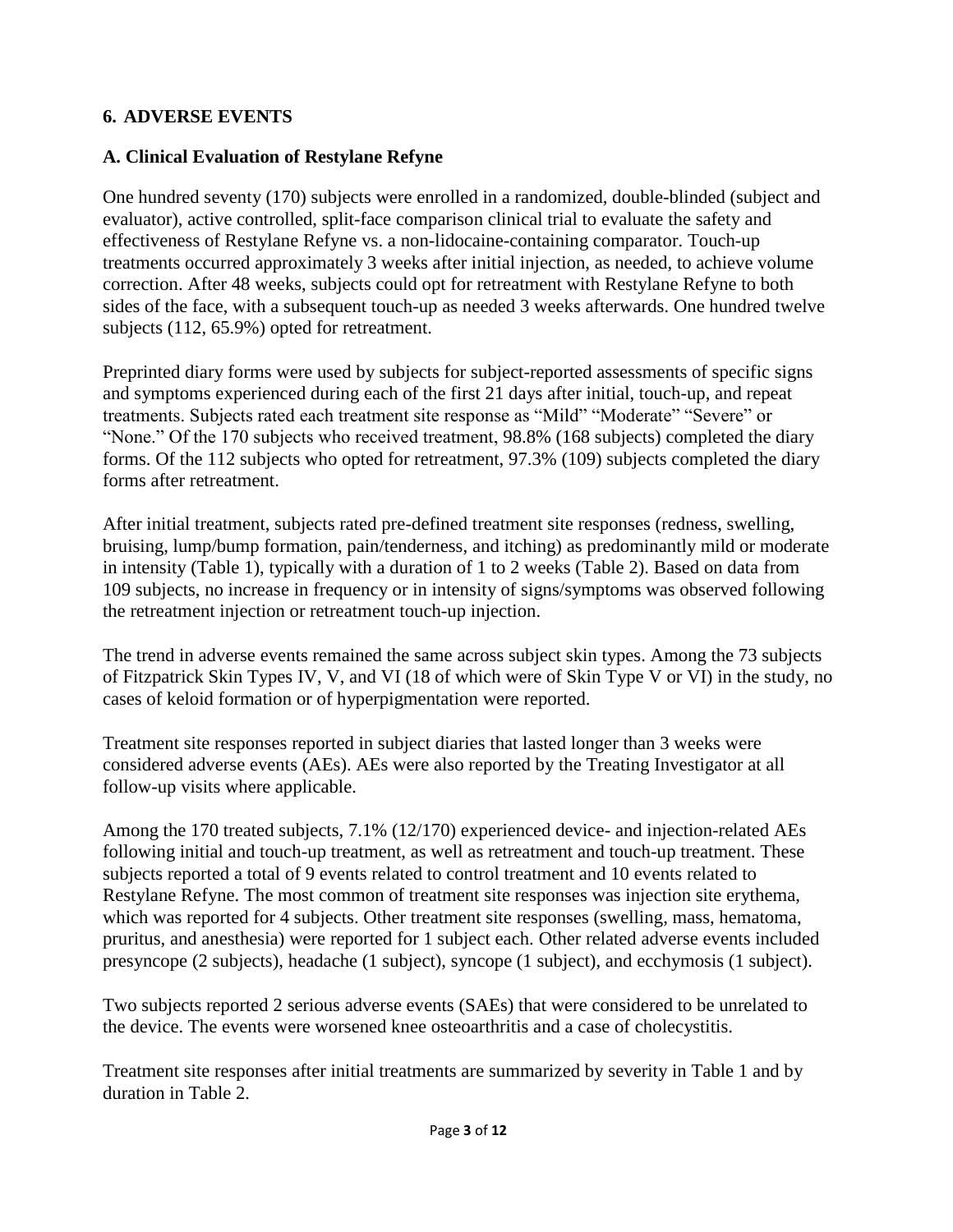## 6. ADVERSE EVENTS

### A. Clinical Evaluation of Restylane Refyne

One hundred seventy (170) subjects were enrolled in a randomized, double-blinded (subject and evaluator), active controlled, split-face comparison clinical trial to evaluate the safety and effectiveness of Restylane Refyne vs. a non-lidocaine-containing comparator. Touch-up treatments occurred approximately 3 weeks after initial injection, as needed, to achieve volume correction. After 48 weeks, subjects could opt for retreatment with Restylane Refyne to both sides of the face, with a subsequent touch-up as needed 3 weeks afterwards. One hundred twelve subjects (112, 65.9%) opted for retreatment.

Preprinted diary forms were used by subjects for subject-reported assessments of specific signs and symptoms experienced during each of the first 21 days after initial, touch-up, and repeat treatments. Subjects rated each treatment site response as "Mild" "Moderate" "Severe" or "None." Of the 170 subjects who received treatment, 98.8% (168 subjects) completed the diary forms. Of the 112 subjects who opted for retreatment, 97.3% (109) subjects completed the diary forms after retreatment.

After initial treatment, subjects rated pre-defined treatment site responses (redness, swelling, bruising, lump/bump formation, pain/tenderness, and itching) as predominantly mild or moderate in intensity (Table 1), typically with a duration of 1 to 2 weeks (Table 2). Based on data from 109 subjects, no increase in frequency or in intensity of signs/symptoms was observed following the retreatment injection or retreatment touch-up injection.

The trend in adverse events remained the same across subject skin types. Among the 73 subjects of Fitzpatrick Skin Types IV, V, and VI (18 of which were of Skin Type V or VI) in the study, no cases of keloid formation or of hyperpigmentation were reported.

Treatment site responses reported in subject diaries that lasted longer than 3 weeks were considered adverse events (AEs). AEs were also reported by the Treating Investigator at all follow-up visits where applicable.

Among the 170 treated subjects, 7.1% (12/170) experienced device- and injection-related AEs following initial and touch-up treatment, as well as retreatment and touch-up treatment. These subjects reported a total of 9 events related to control treatment and 10 events related to Restylane Refyne. The most common of treatment site responses was injection site erythema, which was reported for 4 subjects. Other treatment site responses (swelling, mass, hematoma, pruritus, and anesthesia) were reported for 1 subject each. Other related adverse events included presyncope (2 subjects), headache (1 subject), syncope (1 subject), and ecchymosis (1 subject).

Two subjects reported 2 serious adverse events (SAEs) that were considered to be unrelated to the device. The events were worsened knee osteoarthritis and a case of cholecystitis.

Treatment site responses after initial treatments are summarized by severity in Table 1 and by duration in Table 2.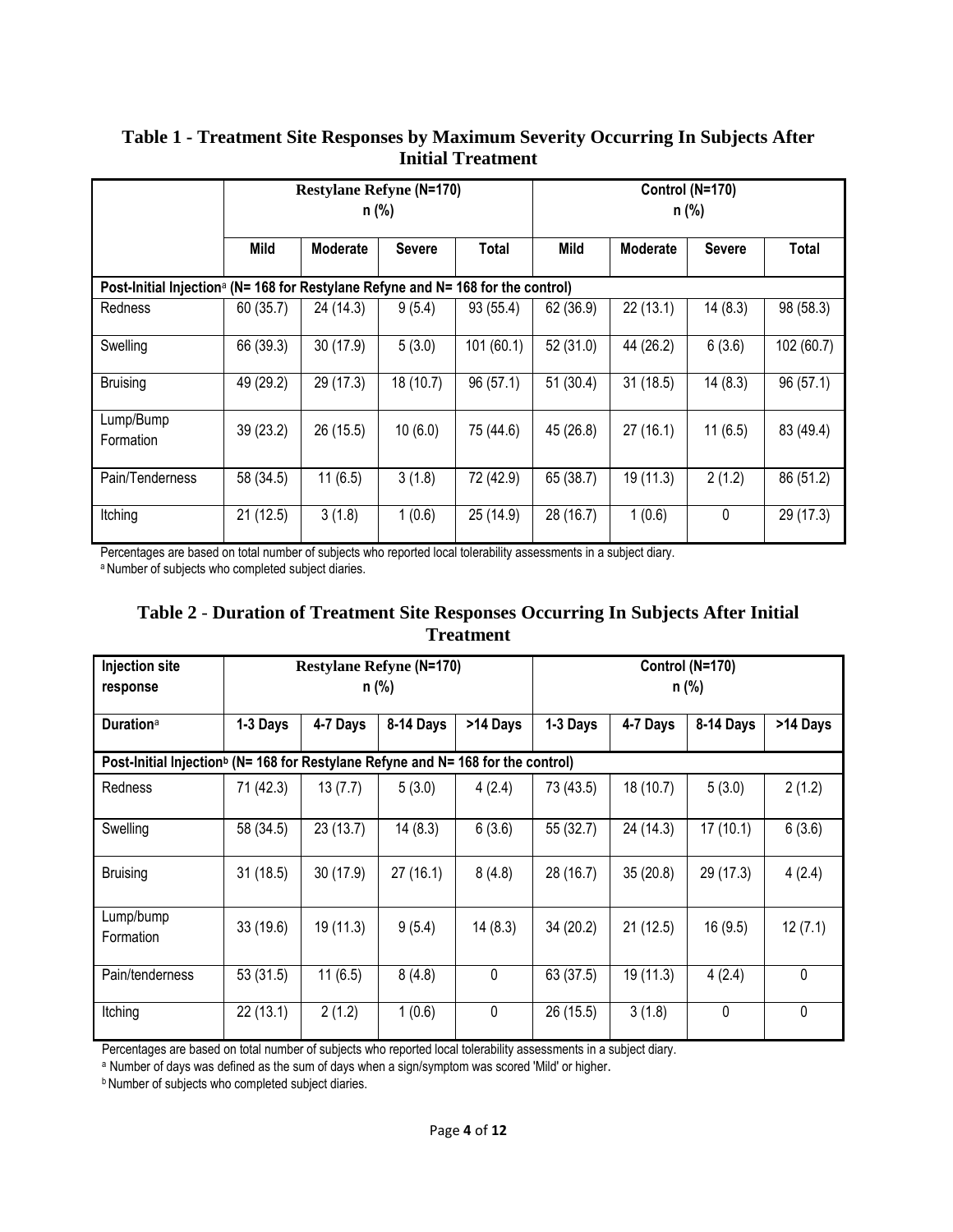**Table 1 - Treatment Site Responses by Maximum Severity Occurring In Subjects After Initial Treatment**

| | Restylane Refyne (N=170) n (%) | | | | Control (N=170) n (%) | | | |
|---|---|---|---|---|---|---|---|---|
| | **Mild** | **Moderate** | **Severe** | **Total** | **Mild** | **Moderate** | **Severe** | **Total** |
| **Post-Initial Injection[a] (N= 168 for Restylane Refyne and N= 168 for the control)** | | | | | | | | |
| Redness | 60 (35.7) | 24 (14.3) | 9 (5.4) | 93 (55.4) | 62 (36.9) | 22 (13.1) | 14 (8.3) | 98 (58.3) |
| Swelling | 66 (39.3) | 30 (17.9) | 5 (3.0) | 101 (60.1) | 52 (31.0) | 44 (26.2) | 6 (3.6) | 102 (60.7) |
| Bruising | 49 (29.2) | 29 (17.3) | 18 (10.7) | 96 (57.1) | 51 (30.4) | 31 (18.5) | 14 (8.3) | 96 (57.1) |
| Lump/Bump Formation | 39 (23.2) | 26 (15.5) | 10 (6.0) | 75 (44.6) | 45 (26.8) | 27 (16.1) | 11 (6.5) | 83 (49.4) |
| Pain/Tenderness | 58 (34.5) | 11 (6.5) | 3 (1.8) | 72 (42.9) | 65 (38.7) | 19 (11.3) | 2 (1.2) | 86 (51.2) |
| Itching | 21 (12.5) | 3 (1.8) | 1 (0.6) | 25 (14.9) | 28 (16.7) | 1 (0.6) | 0 | 29 (17.3) |

Percentages are based on total number of subjects who reported local tolerability assessments in a subject diary.
[a] Number of subjects who completed subject diaries.

**Table 2 - Duration of Treatment Site Responses Occurring In Subjects After Initial Treatment**

| **Injection site response** | Restylane Refyne (N=170) n (%) | | | | Control (N=170) n (%) | | | |
|---|---|---|---|---|---|---|---|---|
| **Duration[a]** | **1-3 Days** | **4-7 Days** | **8-14 Days** | **>14 Days** | **1-3 Days** | **4-7 Days** | **8-14 Days** | **>14 Days** |
| **Post-Initial Injection[b] (N= 168 for Restylane Refyne and N= 168 for the control)** | | | | | | | | |
| Redness | 71 (42.3) | 13 (7.7) | 5 (3.0) | 4 (2.4) | 73 (43.5) | 18 (10.7) | 5 (3.0) | 2 (1.2) |
| Swelling | 58 (34.5) | 23 (13.7) | 14 (8.3) | 6 (3.6) | 55 (32.7) | 24 (14.3) | 17 (10.1) | 6 (3.6) |
| Bruising | 31 (18.5) | 30 (17.9) | 27 (16.1) | 8 (4.8) | 28 (16.7) | 35 (20.8) | 29 (17.3) | 4 (2.4) |
| Lump/bump Formation | 33 (19.6) | 19 (11.3) | 9 (5.4) | 14 (8.3) | 34 (20.2) | 21 (12.5) | 16 (9.5) | 12 (7.1) |
| Pain/tenderness | 53 (31.5) | 11 (6.5) | 8 (4.8) | 0 | 63 (37.5) | 19 (11.3) | 4 (2.4) | 0 |
| Itching | 22 (13.1) | 2 (1.2) | 1 (0.6) | 0 | 26 (15.5) | 3 (1.8) | 0 | 0 |

Percentages are based on total number of subjects who reported local tolerability assessments in a subject diary.
[a] Number of days was defined as the sum of days when a sign/symptom was scored 'Mild' or higher.
[b] Number of subjects who completed subject diaries.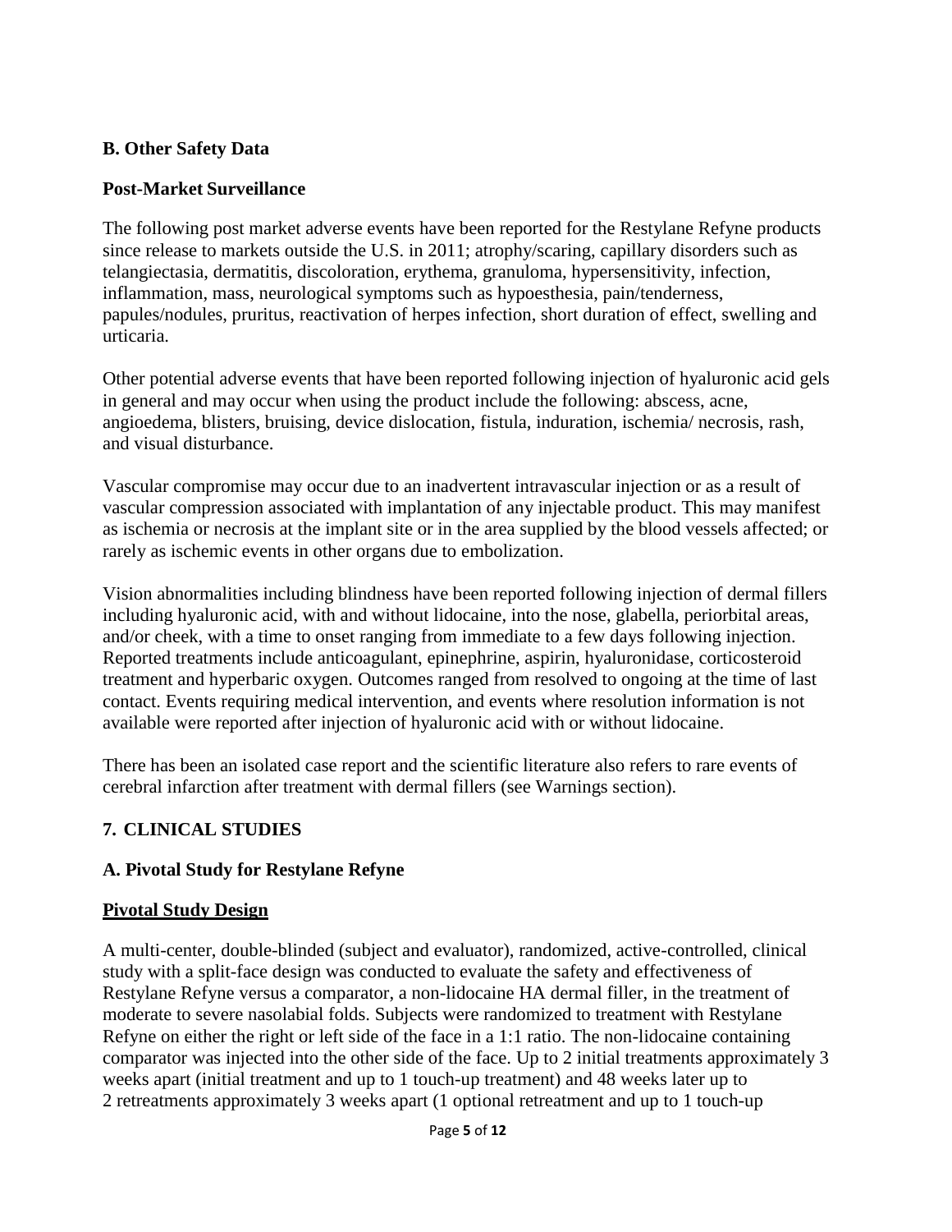### B. Other Safety Data

### Post-Market Surveillance

The following post market adverse events have been reported for the Restylane Refyne products since release to markets outside the U.S. in 2011; atrophy/scaring, capillary disorders such as telangiectasia, dermatitis, discoloration, erythema, granuloma, hypersensitivity, infection, inflammation, mass, neurological symptoms such as hypoesthesia, pain/tenderness, papules/nodules, pruritus, reactivation of herpes infection, short duration of effect, swelling and urticaria.

Other potential adverse events that have been reported following injection of hyaluronic acid gels in general and may occur when using the product include the following: abscess, acne, angioedema, blisters, bruising, device dislocation, fistula, induration, ischemia/ necrosis, rash, and visual disturbance.

Vascular compromise may occur due to an inadvertent intravascular injection or as a result of vascular compression associated with implantation of any injectable product. This may manifest as ischemia or necrosis at the implant site or in the area supplied by the blood vessels affected; or rarely as ischemic events in other organs due to embolization.

Vision abnormalities including blindness have been reported following injection of dermal fillers including hyaluronic acid, with and without lidocaine, into the nose, glabella, periorbital areas, and/or cheek, with a time to onset ranging from immediate to a few days following injection. Reported treatments include anticoagulant, epinephrine, aspirin, hyaluronidase, corticosteroid treatment and hyperbaric oxygen. Outcomes ranged from resolved to ongoing at the time of last contact. Events requiring medical intervention, and events where resolution information is not available were reported after injection of hyaluronic acid with or without lidocaine.

There has been an isolated case report and the scientific literature also refers to rare events of cerebral infarction after treatment with dermal fillers (see Warnings section).

## 7. CLINICAL STUDIES

### A. Pivotal Study for Restylane Refyne

**Pivotal Study Design**

A multi-center, double-blinded (subject and evaluator), randomized, active-controlled, clinical study with a split-face design was conducted to evaluate the safety and effectiveness of Restylane Refyne versus a comparator, a non-lidocaine HA dermal filler, in the treatment of moderate to severe nasolabial folds. Subjects were randomized to treatment with Restylane Refyne on either the right or left side of the face in a 1:1 ratio. The non-lidocaine containing comparator was injected into the other side of the face. Up to 2 initial treatments approximately 3 weeks apart (initial treatment and up to 1 touch-up treatment) and 48 weeks later up to 2 retreatments approximately 3 weeks apart (1 optional retreatment and up to 1 touch-up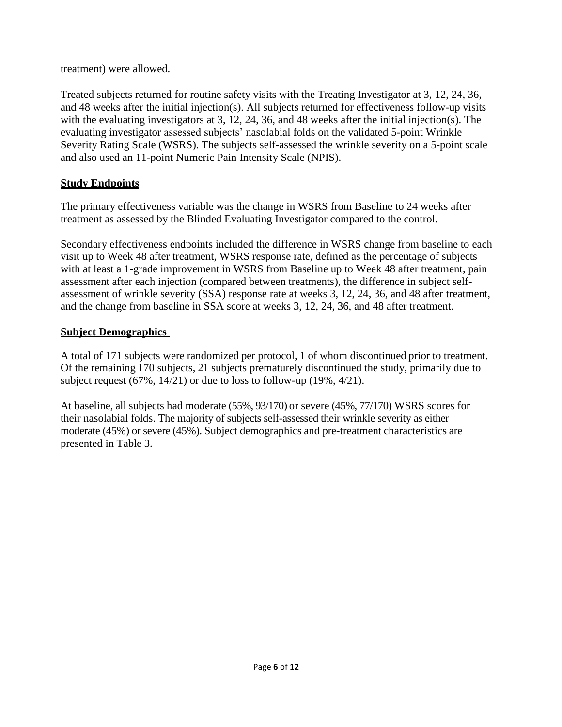treatment) were allowed.

Treated subjects returned for routine safety visits with the Treating Investigator at 3, 12, 24, 36, and 48 weeks after the initial injection(s). All subjects returned for effectiveness follow-up visits with the evaluating investigators at 3, 12, 24, 36, and 48 weeks after the initial injection(s). The evaluating investigator assessed subjects' nasolabial folds on the validated 5-point Wrinkle Severity Rating Scale (WSRS). The subjects self-assessed the wrinkle severity on a 5-point scale and also used an 11-point Numeric Pain Intensity Scale (NPIS).

## Study Endpoints

The primary effectiveness variable was the change in WSRS from Baseline to 24 weeks after treatment as assessed by the Blinded Evaluating Investigator compared to the control.

Secondary effectiveness endpoints included the difference in WSRS change from baseline to each visit up to Week 48 after treatment, WSRS response rate, defined as the percentage of subjects with at least a 1-grade improvement in WSRS from Baseline up to Week 48 after treatment, pain assessment after each injection (compared between treatments), the difference in subject self-assessment of wrinkle severity (SSA) response rate at weeks 3, 12, 24, 36, and 48 after treatment, and the change from baseline in SSA score at weeks 3, 12, 24, 36, and 48 after treatment.

## Subject Demographics

A total of 171 subjects were randomized per protocol, 1 of whom discontinued prior to treatment. Of the remaining 170 subjects, 21 subjects prematurely discontinued the study, primarily due to subject request (67%, 14/21) or due to loss to follow-up (19%, 4/21).

At baseline, all subjects had moderate (55%, 93/170) or severe (45%, 77/170) WSRS scores for their nasolabial folds. The majority of subjects self-assessed their wrinkle severity as either moderate (45%) or severe (45%). Subject demographics and pre-treatment characteristics are presented in Table 3.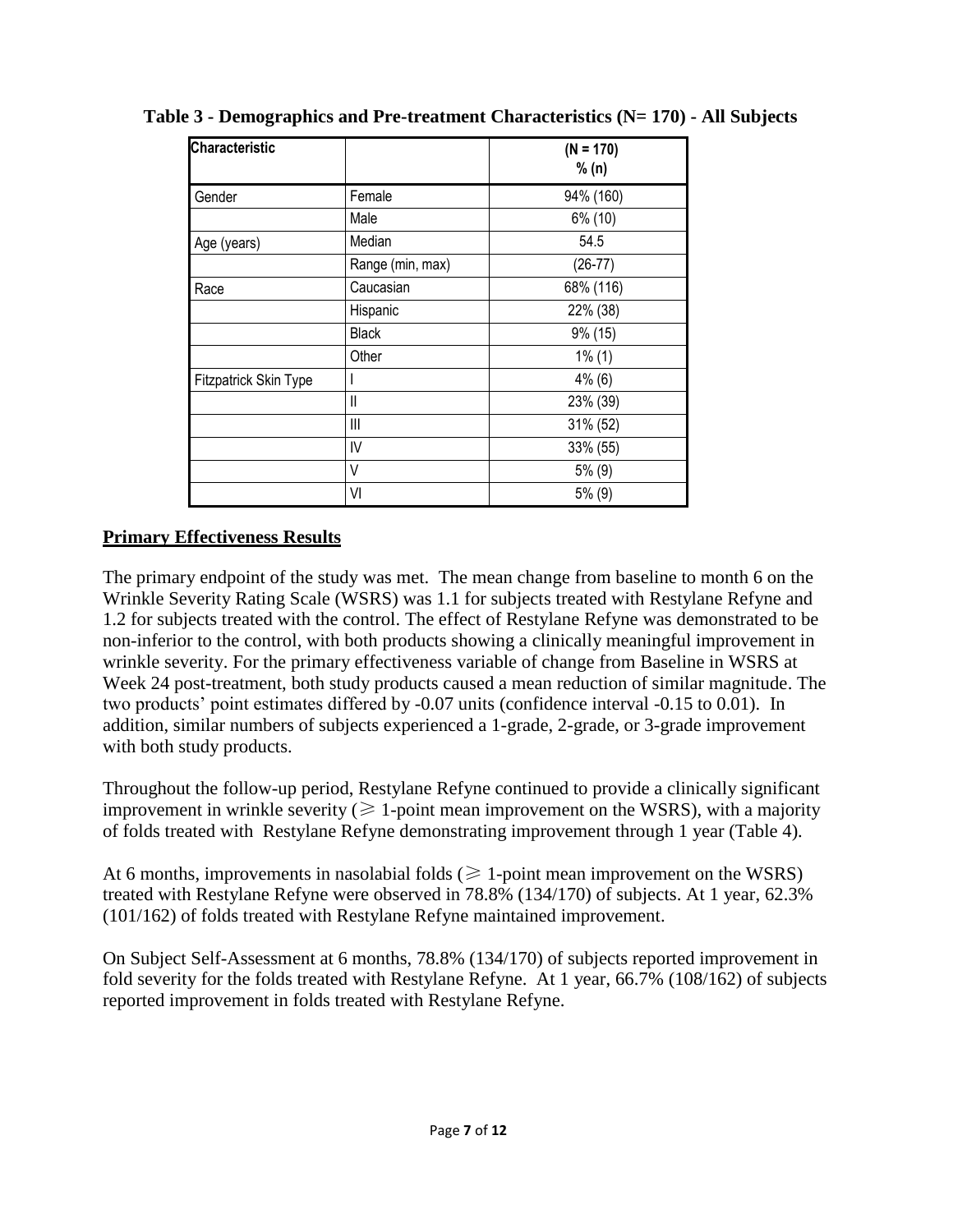**Table 3 - Demographics and Pre-treatment Characteristics (N= 170) - All Subjects**

| Characteristic | | (N = 170) % (n) |
|---|---|---|
| Gender | Female | 94% (160) |
| | Male | 6% (10) |
| Age (years) | Median | 54.5 |
| | Range (min, max) | (26-77) |
| Race | Caucasian | 68% (116) |
| | Hispanic | 22% (38) |
| | Black | 9% (15) |
| | Other | 1% (1) |
| Fitzpatrick Skin Type | I | 4% (6) |
| | II | 23% (39) |
| | III | 31% (52) |
| | IV | 33% (55) |
| | V | 5% (9) |
| | VI | 5% (9) |

## Primary Effectiveness Results

The primary endpoint of the study was met. The mean change from baseline to month 6 on the Wrinkle Severity Rating Scale (WSRS) was 1.1 for subjects treated with Restylane Refyne and 1.2 for subjects treated with the control. The effect of Restylane Refyne was demonstrated to be non-inferior to the control, with both products showing a clinically meaningful improvement in wrinkle severity. For the primary effectiveness variable of change from Baseline in WSRS at Week 24 post-treatment, both study products caused a mean reduction of similar magnitude. The two products' point estimates differed by -0.07 units (confidence interval -0.15 to 0.01). In addition, similar numbers of subjects experienced a 1-grade, 2-grade, or 3-grade improvement with both study products.

Throughout the follow-up period, Restylane Refyne continued to provide a clinically significant improvement in wrinkle severity ($\geqslant$ 1-point mean improvement on the WSRS), with a majority of folds treated with Restylane Refyne demonstrating improvement through 1 year (Table 4).

At 6 months, improvements in nasolabial folds ($\geqslant$ 1-point mean improvement on the WSRS) treated with Restylane Refyne were observed in 78.8% (134/170) of subjects. At 1 year, 62.3% (101/162) of folds treated with Restylane Refyne maintained improvement.

On Subject Self-Assessment at 6 months, 78.8% (134/170) of subjects reported improvement in fold severity for the folds treated with Restylane Refyne. At 1 year, 66.7% (108/162) of subjects reported improvement in folds treated with Restylane Refyne.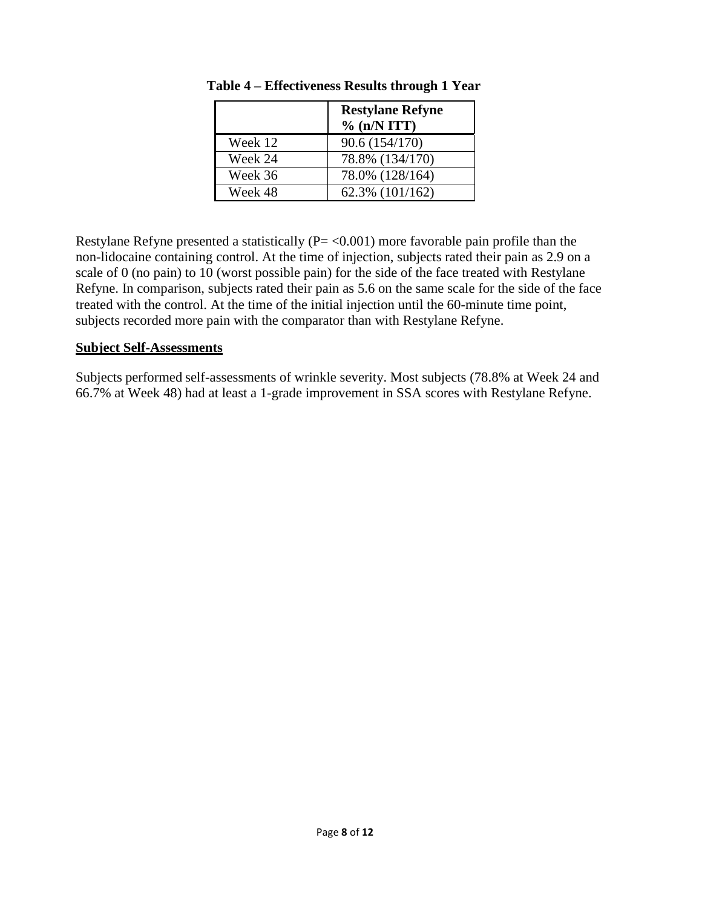**Table 4 – Effectiveness Results through 1 Year**

| | **Restylane Refyne % (n/N ITT)** |
|---|---|
| Week 12 | 90.6 (154/170) |
| Week 24 | 78.8% (134/170) |
| Week 36 | 78.0% (128/164) |
| Week 48 | 62.3% (101/162) |

Restylane Refyne presented a statistically ($P= <0.001$) more favorable pain profile than the non-lidocaine containing control. At the time of injection, subjects rated their pain as 2.9 on a scale of 0 (no pain) to 10 (worst possible pain) for the side of the face treated with Restylane Refyne. In comparison, subjects rated their pain as 5.6 on the same scale for the side of the face treated with the control. At the time of the initial injection until the 60-minute time point, subjects recorded more pain with the comparator than with Restylane Refyne.

**Subject Self-Assessments**

Subjects performed self-assessments of wrinkle severity. Most subjects (78.8% at Week 24 and 66.7% at Week 48) had at least a 1-grade improvement in SSA scores with Restylane Refyne.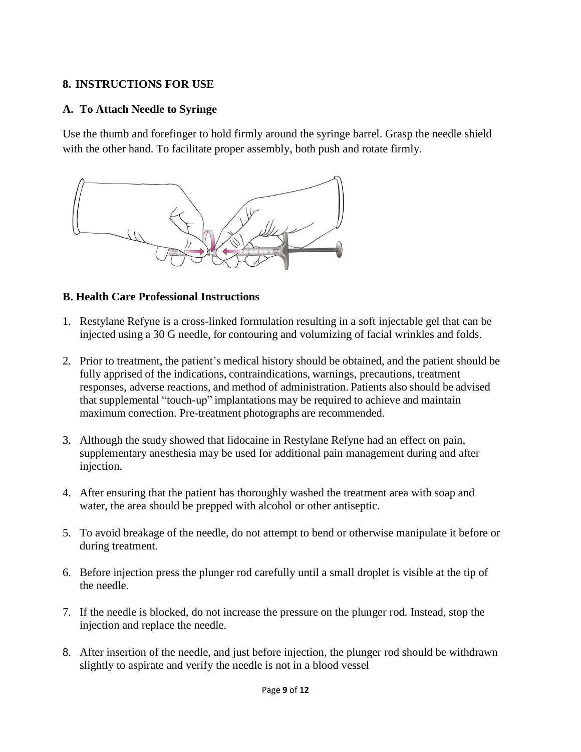## 8. INSTRUCTIONS FOR USE

### A. To Attach Needle to Syringe

Use the thumb and forefinger to hold firmly around the syringe barrel. Grasp the needle shield with the other hand. To facilitate proper assembly, both push and rotate firmly.

### B. Health Care Professional Instructions

1. Restylane Refyne is a cross-linked formulation resulting in a soft injectable gel that can be injected using a 30 G needle, for contouring and volumizing of facial wrinkles and folds.

2. Prior to treatment, the patient's medical history should be obtained, and the patient should be fully apprised of the indications, contraindications, warnings, precautions, treatment responses, adverse reactions, and method of administration. Patients also should be advised that supplemental "touch-up" implantations may be required to achieve and maintain maximum correction. Pre-treatment photographs are recommended.

3. Although the study showed that lidocaine in Restylane Refyne had an effect on pain, supplementary anesthesia may be used for additional pain management during and after injection.

4. After ensuring that the patient has thoroughly washed the treatment area with soap and water, the area should be prepped with alcohol or other antiseptic.

5. To avoid breakage of the needle, do not attempt to bend or otherwise manipulate it before or during treatment.

6. Before injection press the plunger rod carefully until a small droplet is visible at the tip of the needle.

7. If the needle is blocked, do not increase the pressure on the plunger rod. Instead, stop the injection and replace the needle.

8. After insertion of the needle, and just before injection, the plunger rod should be withdrawn slightly to aspirate and verify the needle is not in a blood vessel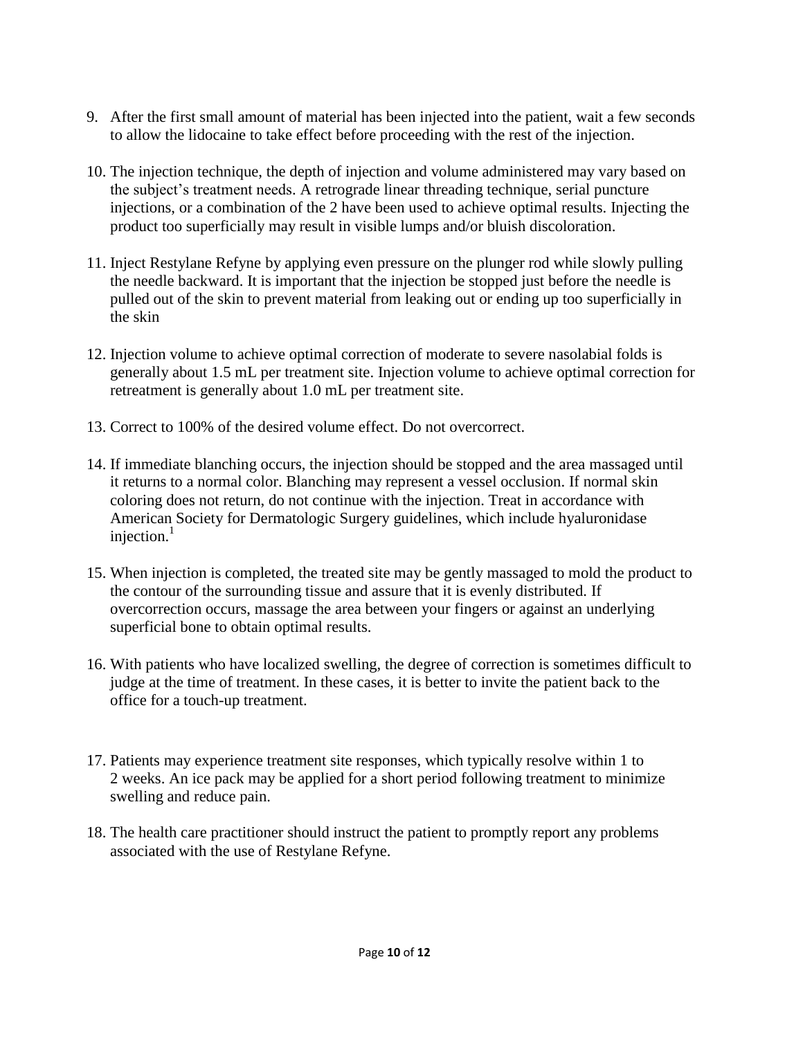9. After the first small amount of material has been injected into the patient, wait a few seconds to allow the lidocaine to take effect before proceeding with the rest of the injection.

10. The injection technique, the depth of injection and volume administered may vary based on the subject's treatment needs. A retrograde linear threading technique, serial puncture injections, or a combination of the 2 have been used to achieve optimal results. Injecting the product too superficially may result in visible lumps and/or bluish discoloration.

11. Inject Restylane Refyne by applying even pressure on the plunger rod while slowly pulling the needle backward. It is important that the injection be stopped just before the needle is pulled out of the skin to prevent material from leaking out or ending up too superficially in the skin

12. Injection volume to achieve optimal correction of moderate to severe nasolabial folds is generally about 1.5 mL per treatment site. Injection volume to achieve optimal correction for retreatment is generally about 1.0 mL per treatment site.

13. Correct to 100% of the desired volume effect. Do not overcorrect.

14. If immediate blanching occurs, the injection should be stopped and the area massaged until it returns to a normal color. Blanching may represent a vessel occlusion. If normal skin coloring does not return, do not continue with the injection. Treat in accordance with American Society for Dermatologic Surgery guidelines, which include hyaluronidase injection.[1]

15. When injection is completed, the treated site may be gently massaged to mold the product to the contour of the surrounding tissue and assure that it is evenly distributed. If overcorrection occurs, massage the area between your fingers or against an underlying superficial bone to obtain optimal results.

16. With patients who have localized swelling, the degree of correction is sometimes difficult to judge at the time of treatment. In these cases, it is better to invite the patient back to the office for a touch-up treatment.

17. Patients may experience treatment site responses, which typically resolve within 1 to 2 weeks. An ice pack may be applied for a short period following treatment to minimize swelling and reduce pain.

18. The health care practitioner should instruct the patient to promptly report any problems associated with the use of Restylane Refyne.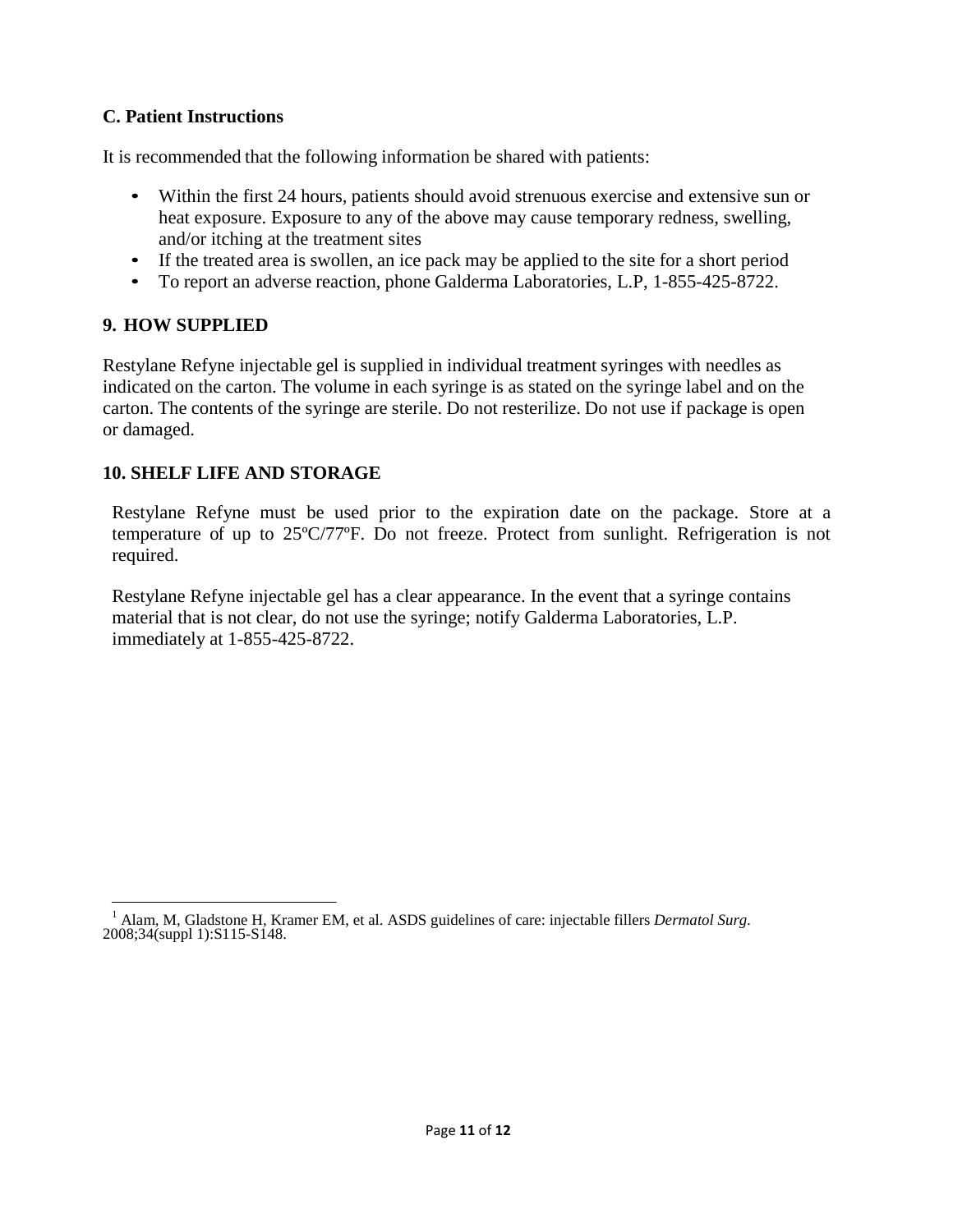### C. Patient Instructions

It is recommended that the following information be shared with patients:

- Within the first 24 hours, patients should avoid strenuous exercise and extensive sun or heat exposure. Exposure to any of the above may cause temporary redness, swelling, and/or itching at the treatment sites
- If the treated area is swollen, an ice pack may be applied to the site for a short period
- To report an adverse reaction, phone Galderma Laboratories, L.P, 1-855-425-8722.

## 9. HOW SUPPLIED

Restylane Refyne injectable gel is supplied in individual treatment syringes with needles as indicated on the carton. The volume in each syringe is as stated on the syringe label and on the carton. The contents of the syringe are sterile. Do not resterilize. Do not use if package is open or damaged.

## 10. SHELF LIFE AND STORAGE

Restylane Refyne must be used prior to the expiration date on the package. Store at a temperature of up to 25ºC/77ºF. Do not freeze. Protect from sunlight. Refrigeration is not required.

Restylane Refyne injectable gel has a clear appearance. In the event that a syringe contains material that is not clear, do not use the syringe; notify Galderma Laboratories, L.P. immediately at 1-855-425-8722.

---

[1] Alam, M, Gladstone H, Kramer EM, et al. ASDS guidelines of care: injectable fillers *Dermatol Surg*. 2008;34(suppl 1):S115-S148.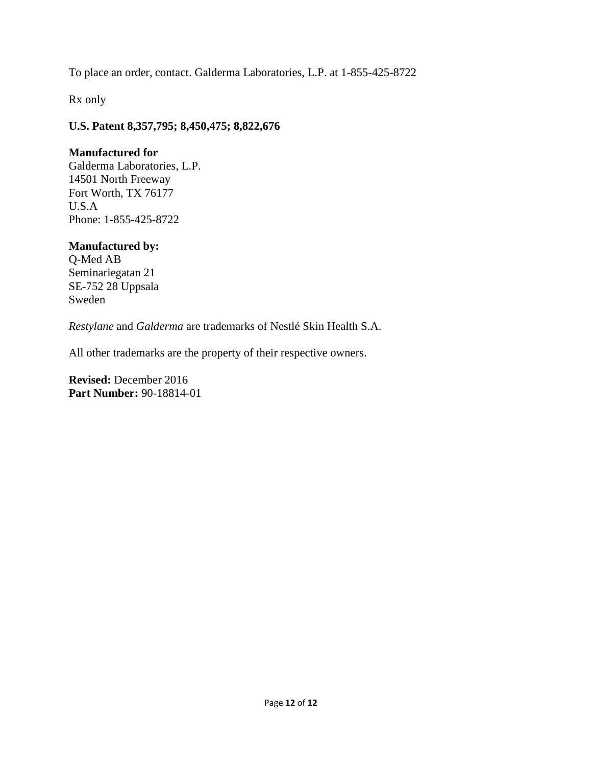To place an order, contact. Galderma Laboratories, L.P. at 1-855-425-8722

Rx only

**U.S. Patent 8,357,795; 8,450,475; 8,822,676**

**Manufactured for**
Galderma Laboratories, L.P.
14501 North Freeway
Fort Worth, TX 76177
U.S.A
Phone: 1-855-425-8722

**Manufactured by:**
Q-Med AB
Seminariegatan 21
SE-752 28 Uppsala
Sweden

*Restylane* and *Galderma* are trademarks of Nestlé Skin Health S.A.

All other trademarks are the property of their respective owners.

**Revised:** December 2016
**Part Number:** 90-18814-01